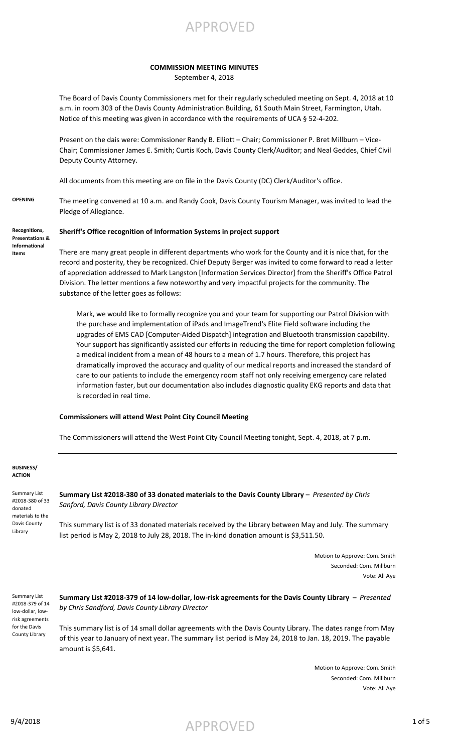APPROVED

**COMMISSION MEETING MINUTES**

September 4, 2018

The Board of Davis County Commissioners met for their regularly scheduled meeting on Sept. 4, 2018 at 10 a.m. in room 303 of the Davis County Administration Building, 61 South Main Street, Farmington, Utah. Notice of this meeting was given in accordance with the requirements of UCA § 52-4-202.

Present on the dais were: Commissioner Randy B. Elliott – Chair; Commissioner P. Bret Millburn – Vice-Chair; Commissioner James E. Smith; Curtis Koch, Davis County Clerk/Auditor; and Neal Geddes, Chief Civil Deputy County Attorney.

All documents from this meeting are on file in the Davis County (DC) Clerk/Auditor's office.

**OPENING**

The meeting convened at 10 a.m. and Randy Cook, Davis County Tourism Manager, was invited to lead the Pledge of Allegiance.

**Recognitions, Presentations & Informational Items**

**Sheriff's Office recognition of Information Systems in project support**

There are many great people in different departments who work for the County and it is nice that, for the record and posterity, they be recognized. Chief Deputy Berger was invited to come forward to read a letter of appreciation addressed to Mark Langston [Information Services Director] from the Sheriff's Office Patrol Division. The letter mentions a few noteworthy and very impactful projects for the community. The substance of the letter goes as follows:

> Mark, we would like to formally recognize you and your team for supporting our Patrol Division with the purchase and implementation of iPads and ImageTrend's Elite Field software including the upgrades of EMS CAD [Computer-Aided Dispatch] integration and Bluetooth transmission capability. Your support has significantly assisted our efforts in reducing the time for report completion following a medical incident from a mean of 48 hours to a mean of 1.7 hours. Therefore, this project has dramatically improved the accuracy and quality of our medical reports and increased the standard of care to our patients to include the emergency room staff not only receiving emergency care related information faster, but our documentation also includes diagnostic quality EKG reports and data that is recorded in real time.

**Commissioners will attend West Point City Council Meeting**

The Commissioners will attend the West Point City Council Meeting tonight, Sept. 4, 2018, at 7 p.m.

---

**BUSINESS/ ACTION**

Summary List #2018-380 of 33 donated materials to the Davis County Library

**Summary List #2018-380 of 33 donated materials to the Davis County Library** – *Presented by Chris Sanford, Davis County Library Director*

This summary list is of 33 donated materials received by the Library between May and July. The summary list period is May 2, 2018 to July 28, 2018. The in-kind donation amount is $3,511.50.

Motion to Approve: Com. Smith
Seconded: Com. Millburn
Vote: All Aye

Summary List #2018-379 of 14 low-dollar, low-risk agreements for the Davis County Library

**Summary List #2018-379 of 14 low-dollar, low-risk agreements for the Davis County Library** – *Presented by Chris Sandford, Davis County Library Director*

This summary list is of 14 small dollar agreements with the Davis County Library. The dates range from May of this year to January of next year. The summary list period is May 24, 2018 to Jan. 18, 2019. The payable amount is $5,641.

Motion to Approve: Com. Smith
Seconded: Com. Millburn
Vote: All Aye

APPROVED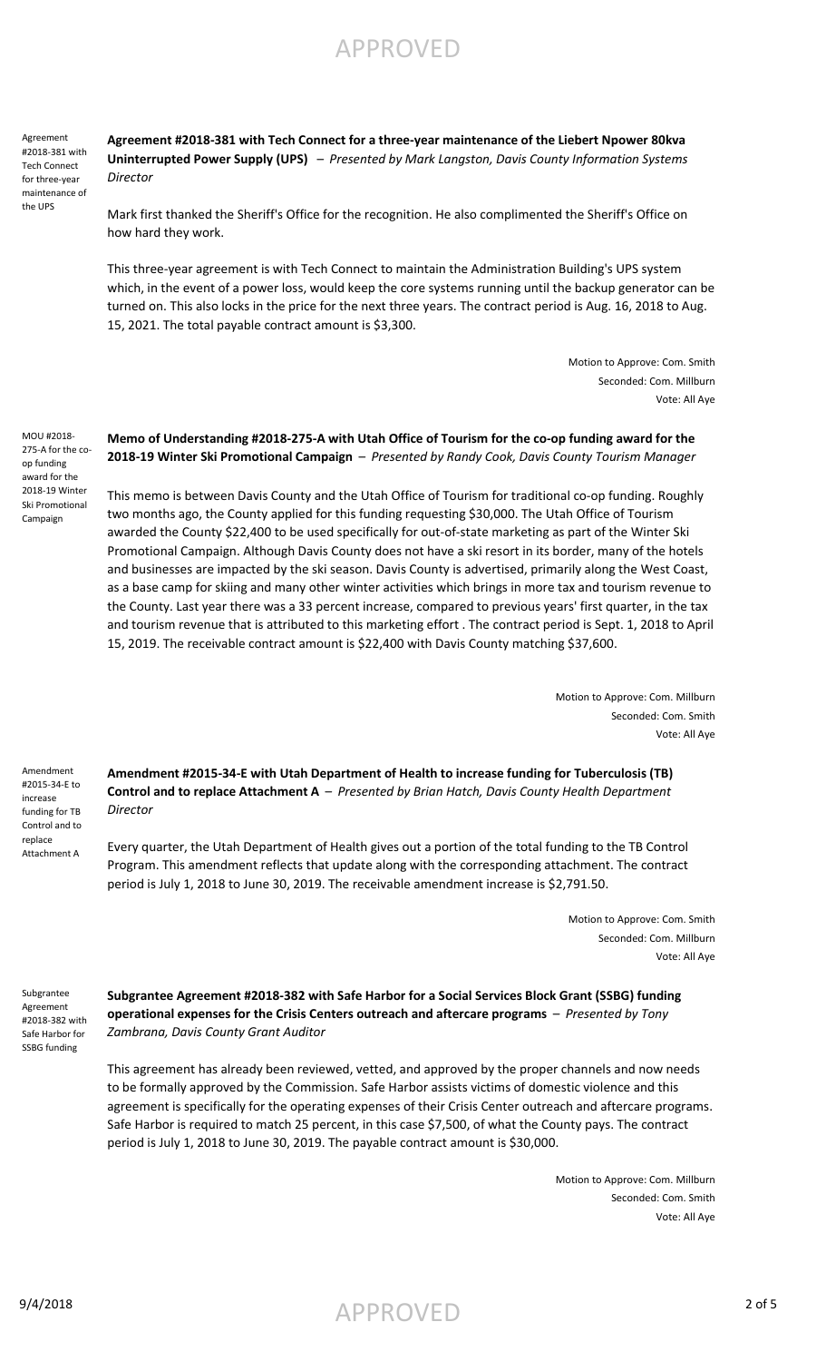Agreement #2018-381 with Tech Connect for three-year maintenance of the UPS

**Agreement #2018-381 with Tech Connect for a three-year maintenance of the Liebert Npower 80kva Uninterrupted Power Supply (UPS)** – *Presented by Mark Langston, Davis County Information Systems Director*

Mark first thanked the Sheriff's Office for the recognition. He also complimented the Sheriff's Office on how hard they work.

This three-year agreement is with Tech Connect to maintain the Administration Building's UPS system which, in the event of a power loss, would keep the core systems running until the backup generator can be turned on. This also locks in the price for the next three years. The contract period is Aug. 16, 2018 to Aug. 15, 2021. The total payable contract amount is $3,300.

Motion to Approve: Com. Smith
Seconded: Com. Millburn
Vote: All Aye

MOU #2018-275-A for the co-op funding award for the 2018-19 Winter Ski Promotional Campaign

**Memo of Understanding #2018-275-A with Utah Office of Tourism for the co-op funding award for the 2018-19 Winter Ski Promotional Campaign** – *Presented by Randy Cook, Davis County Tourism Manager*

This memo is between Davis County and the Utah Office of Tourism for traditional co-op funding. Roughly two months ago, the County applied for this funding requesting $30,000. The Utah Office of Tourism awarded the County $22,400 to be used specifically for out-of-state marketing as part of the Winter Ski Promotional Campaign. Although Davis County does not have a ski resort in its border, many of the hotels and businesses are impacted by the ski season. Davis County is advertised, primarily along the West Coast, as a base camp for skiing and many other winter activities which brings in more tax and tourism revenue to the County. Last year there was a 33 percent increase, compared to previous years' first quarter, in the tax and tourism revenue that is attributed to this marketing effort . The contract period is Sept. 1, 2018 to April 15, 2019. The receivable contract amount is $22,400 with Davis County matching $37,600.

Motion to Approve: Com. Millburn
Seconded: Com. Smith
Vote: All Aye

Amendment #2015-34-E to increase funding for TB Control and to replace Attachment A

**Amendment #2015-34-E with Utah Department of Health to increase funding for Tuberculosis (TB) Control and to replace Attachment A** – *Presented by Brian Hatch, Davis County Health Department Director*

Every quarter, the Utah Department of Health gives out a portion of the total funding to the TB Control Program. This amendment reflects that update along with the corresponding attachment. The contract period is July 1, 2018 to June 30, 2019. The receivable amendment increase is $2,791.50.

Motion to Approve: Com. Smith
Seconded: Com. Millburn
Vote: All Aye

Subgrantee Agreement #2018-382 with Safe Harbor for SSBG funding

**Subgrantee Agreement #2018-382 with Safe Harbor for a Social Services Block Grant (SSBG) funding operational expenses for the Crisis Centers outreach and aftercare programs** – *Presented by Tony Zambrana, Davis County Grant Auditor*

This agreement has already been reviewed, vetted, and approved by the proper channels and now needs to be formally approved by the Commission. Safe Harbor assists victims of domestic violence and this agreement is specifically for the operating expenses of their Crisis Center outreach and aftercare programs. Safe Harbor is required to match 25 percent, in this case $7,500, of what the County pays. The contract period is July 1, 2018 to June 30, 2019. The payable contract amount is $30,000.

Motion to Approve: Com. Millburn
Seconded: Com. Smith
Vote: All Aye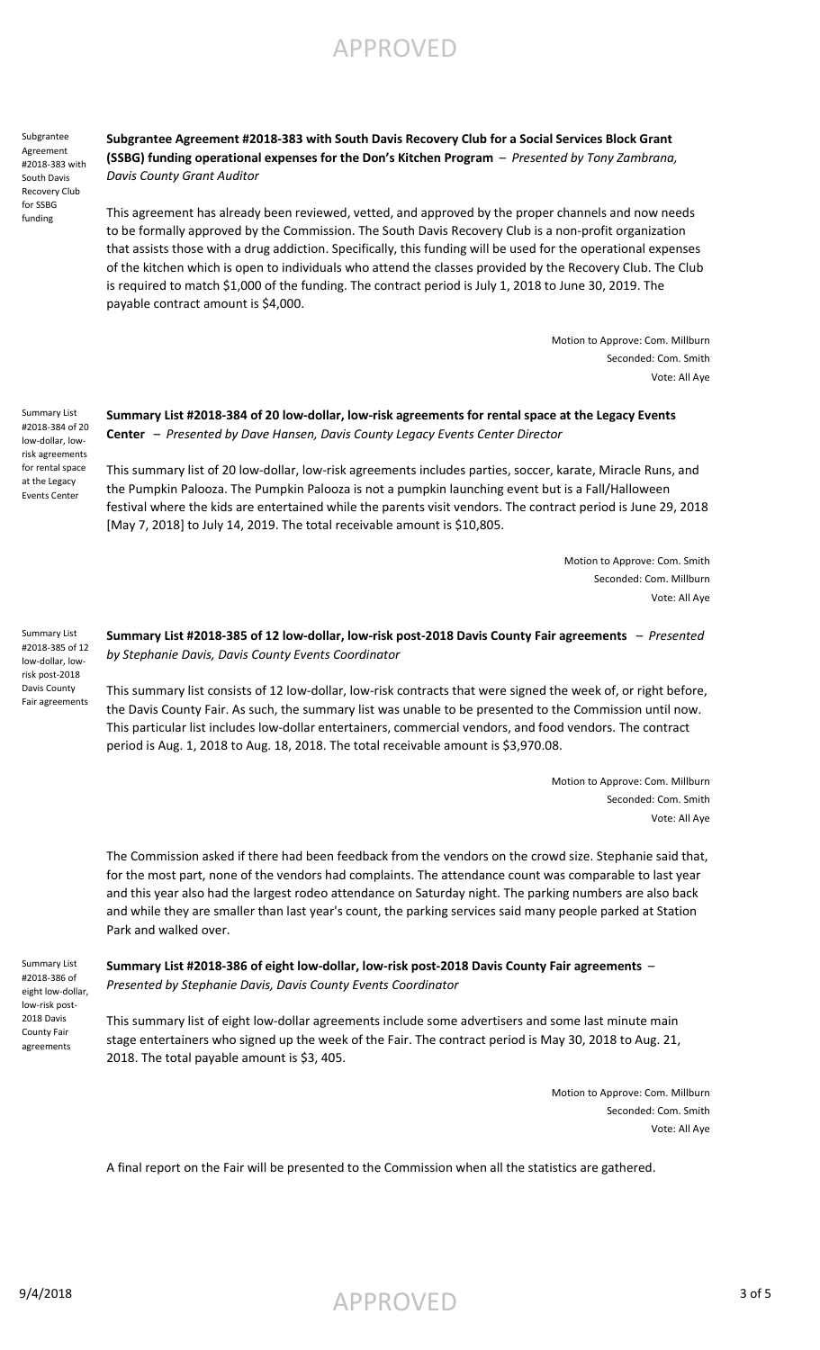Subgrantee Agreement #2018-383 with South Davis Recovery Club for SSBG funding

**Subgrantee Agreement #2018-383 with South Davis Recovery Club for a Social Services Block Grant (SSBG) funding operational expenses for the Don's Kitchen Program** – *Presented by Tony Zambrana, Davis County Grant Auditor*

This agreement has already been reviewed, vetted, and approved by the proper channels and now needs to be formally approved by the Commission. The South Davis Recovery Club is a non-profit organization that assists those with a drug addiction. Specifically, this funding will be used for the operational expenses of the kitchen which is open to individuals who attend the classes provided by the Recovery Club. The Club is required to match $1,000 of the funding. The contract period is July 1, 2018 to June 30, 2019. The payable contract amount is $4,000.

Motion to Approve: Com. Millburn
Seconded: Com. Smith
Vote: All Aye

Summary List #2018-384 of 20 low-dollar, low-risk agreements for rental space at the Legacy Events Center

**Summary List #2018-384 of 20 low-dollar, low-risk agreements for rental space at the Legacy Events Center** – *Presented by Dave Hansen, Davis County Legacy Events Center Director*

This summary list of 20 low-dollar, low-risk agreements includes parties, soccer, karate, Miracle Runs, and the Pumpkin Palooza. The Pumpkin Palooza is not a pumpkin launching event but is a Fall/Halloween festival where the kids are entertained while the parents visit vendors. The contract period is June 29, 2018 [May 7, 2018] to July 14, 2019. The total receivable amount is $10,805.

Motion to Approve: Com. Smith
Seconded: Com. Millburn
Vote: All Aye

Summary List #2018-385 of 12 low-dollar, low-risk post-2018 Davis County Fair agreements

**Summary List #2018-385 of 12 low-dollar, low-risk post-2018 Davis County Fair agreements** – *Presented by Stephanie Davis, Davis County Events Coordinator*

This summary list consists of 12 low-dollar, low-risk contracts that were signed the week of, or right before, the Davis County Fair. As such, the summary list was unable to be presented to the Commission until now. This particular list includes low-dollar entertainers, commercial vendors, and food vendors. The contract period is Aug. 1, 2018 to Aug. 18, 2018. The total receivable amount is $3,970.08.

Motion to Approve: Com. Millburn
Seconded: Com. Smith
Vote: All Aye

The Commission asked if there had been feedback from the vendors on the crowd size. Stephanie said that, for the most part, none of the vendors had complaints. The attendance count was comparable to last year and this year also had the largest rodeo attendance on Saturday night. The parking numbers are also back and while they are smaller than last year's count, the parking services said many people parked at Station Park and walked over.

Summary List #2018-386 of eight low-dollar, low-risk post-2018 Davis County Fair agreements

**Summary List #2018-386 of eight low-dollar, low-risk post-2018 Davis County Fair agreements** – *Presented by Stephanie Davis, Davis County Events Coordinator*

This summary list of eight low-dollar agreements include some advertisers and some last minute main stage entertainers who signed up the week of the Fair. The contract period is May 30, 2018 to Aug. 21, 2018. The total payable amount is $3, 405.

Motion to Approve: Com. Millburn
Seconded: Com. Smith
Vote: All Aye

A final report on the Fair will be presented to the Commission when all the statistics are gathered.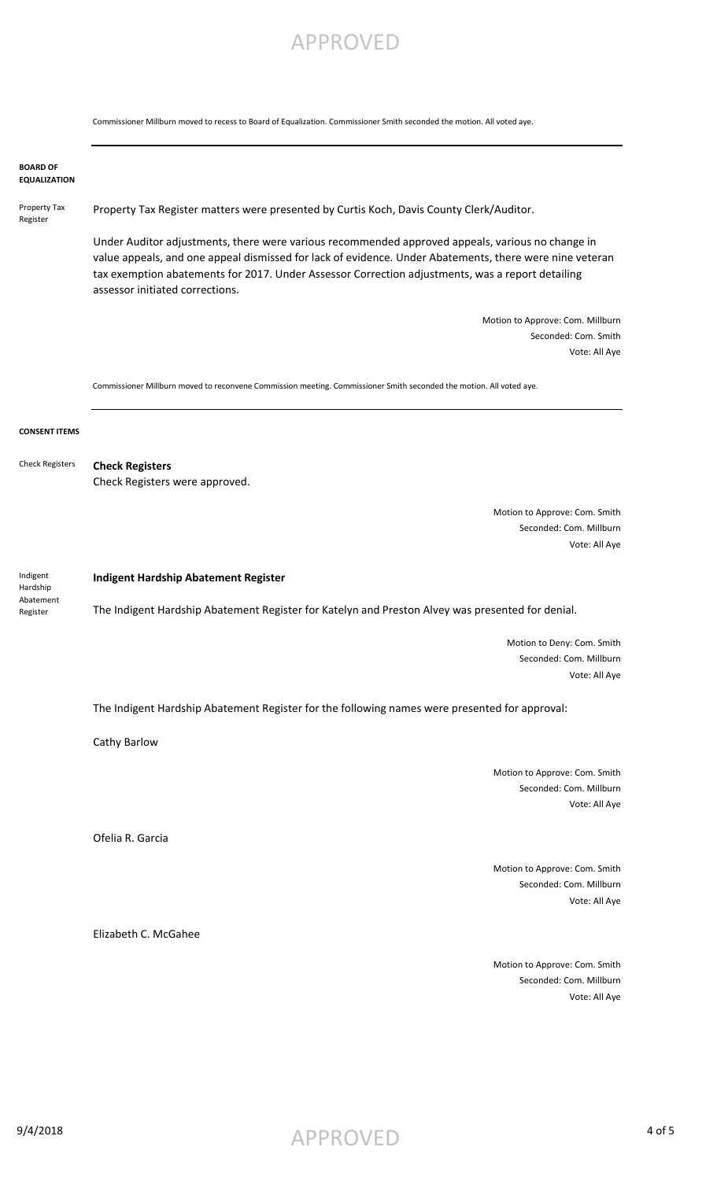Commissioner Millburn moved to recess to Board of Equalization. Commissioner Smith seconded the motion. All voted aye.

---

**BOARD OF EQUALIZATION**

Property Tax Register

Property Tax Register matters were presented by Curtis Koch, Davis County Clerk/Auditor.

Under Auditor adjustments, there were various recommended approved appeals, various no change in value appeals, and one appeal dismissed for lack of evidence. Under Abatements, there were nine veteran tax exemption abatements for 2017. Under Assessor Correction adjustments, was a report detailing assessor initiated corrections.

Motion to Approve: Com. Millburn
Seconded: Com. Smith
Vote: All Aye

Commissioner Millburn moved to reconvene Commission meeting. Commissioner Smith seconded the motion. All voted aye.

---

**CONSENT ITEMS**

Check Registers

**Check Registers**
Check Registers were approved.

Motion to Approve: Com. Smith
Seconded: Com. Millburn
Vote: All Aye

Indigent Hardship Abatement Register

**Indigent Hardship Abatement Register**

The Indigent Hardship Abatement Register for Katelyn and Preston Alvey was presented for denial.

Motion to Deny: Com. Smith
Seconded: Com. Millburn
Vote: All Aye

The Indigent Hardship Abatement Register for the following names were presented for approval:

Cathy Barlow

Motion to Approve: Com. Smith
Seconded: Com. Millburn
Vote: All Aye

Ofelia R. Garcia

Motion to Approve: Com. Smith
Seconded: Com. Millburn
Vote: All Aye

Elizabeth C. McGahee

Motion to Approve: Com. Smith
Seconded: Com. Millburn
Vote: All Aye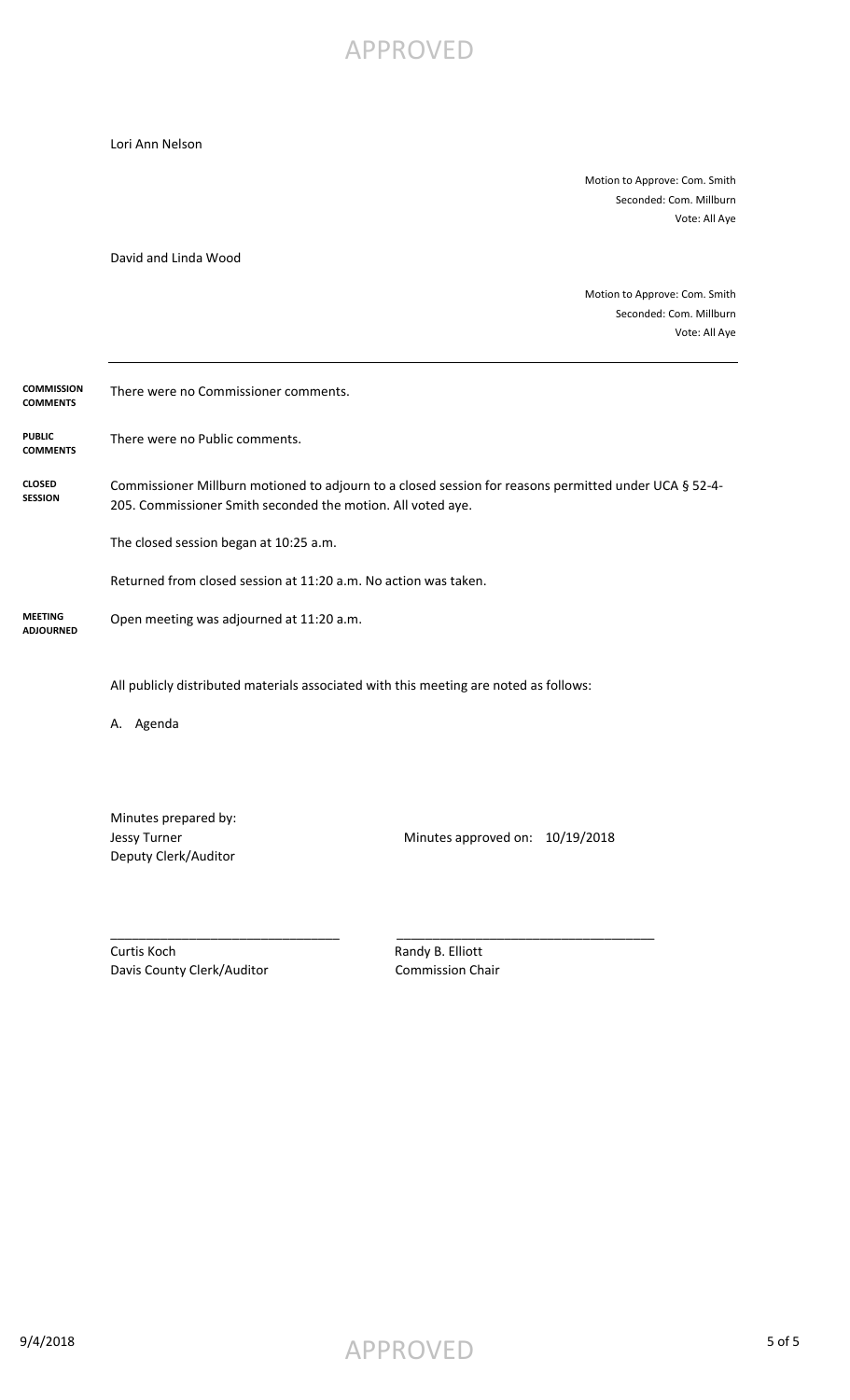Lori Ann Nelson

Motion to Approve: Com. Smith
Seconded: Com. Millburn
Vote: All Aye

David and Linda Wood

Motion to Approve: Com. Smith
Seconded: Com. Millburn
Vote: All Aye

---

**COMMISSION COMMENTS**

There were no Commissioner comments.

**PUBLIC COMMENTS**

There were no Public comments.

**CLOSED SESSION**

Commissioner Millburn motioned to adjourn to a closed session for reasons permitted under UCA § 52-4-205. Commissioner Smith seconded the motion. All voted aye.

The closed session began at 10:25 a.m.

Returned from closed session at 11:20 a.m. No action was taken.

**MEETING ADJOURNED**

Open meeting was adjourned at 11:20 a.m.

All publicly distributed materials associated with this meeting are noted as follows:

A. Agenda

Minutes prepared by:
Jessy Turner
Deputy Clerk/Auditor

Minutes approved on: 10/19/2018

_______________________________

Curtis Koch
Davis County Clerk/Auditor

_______________________________

Randy B. Elliott
Commission Chair